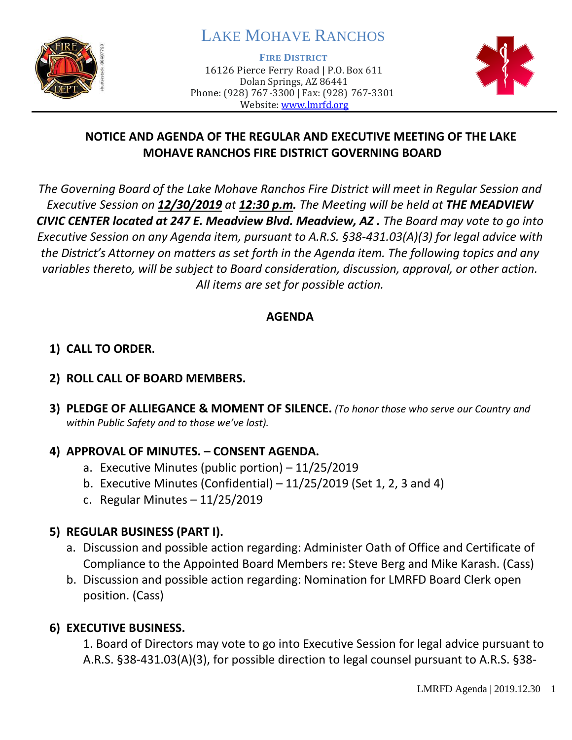# LAKE MOHAVE RANCHOS

**FIRE DISTRICT**
16126 Pierce Ferry Road | P.O. Box 611
Dolan Springs, AZ 86441
Phone: (928) 767-3300 | Fax: (928) 767-3301
Website: www.lmrfd.org

## NOTICE AND AGENDA OF THE REGULAR AND EXECUTIVE MEETING OF THE LAKE MOHAVE RANCHOS FIRE DISTRICT GOVERNING BOARD

*The Governing Board of the Lake Mohave Ranchos Fire District will meet in Regular Session and Executive Session on **12/30/2019** at **12:30 p.m.** The Meeting will be held at **THE MEADVIEW CIVIC CENTER located at 247 E. Meadview Blvd. Meadview, AZ .** The Board may vote to go into Executive Session on any Agenda item, pursuant to A.R.S. §38-431.03(A)(3) for legal advice with the District's Attorney on matters as set forth in the Agenda item. The following topics and any variables thereto, will be subject to Board consideration, discussion, approval, or other action. All items are set for possible action.*

## AGENDA

1) **CALL TO ORDER.**

2) **ROLL CALL OF BOARD MEMBERS.**

3) **PLEDGE OF ALLIEGANCE & MOMENT OF SILENCE.** *(To honor those who serve our Country and within Public Safety and to those we've lost).*

4) **APPROVAL OF MINUTES. – CONSENT AGENDA.**
   a. Executive Minutes (public portion) – 11/25/2019
   b. Executive Minutes (Confidential) – 11/25/2019 (Set 1, 2, 3 and 4)
   c. Regular Minutes – 11/25/2019

5) **REGULAR BUSINESS (PART I).**
   a. Discussion and possible action regarding: Administer Oath of Office and Certificate of Compliance to the Appointed Board Members re: Steve Berg and Mike Karash. (Cass)
   b. Discussion and possible action regarding: Nomination for LMRFD Board Clerk open position. (Cass)

6) **EXECUTIVE BUSINESS.**

   1. Board of Directors may vote to go into Executive Session for legal advice pursuant to A.R.S. §38-431.03(A)(3), for possible direction to legal counsel pursuant to A.R.S. §38-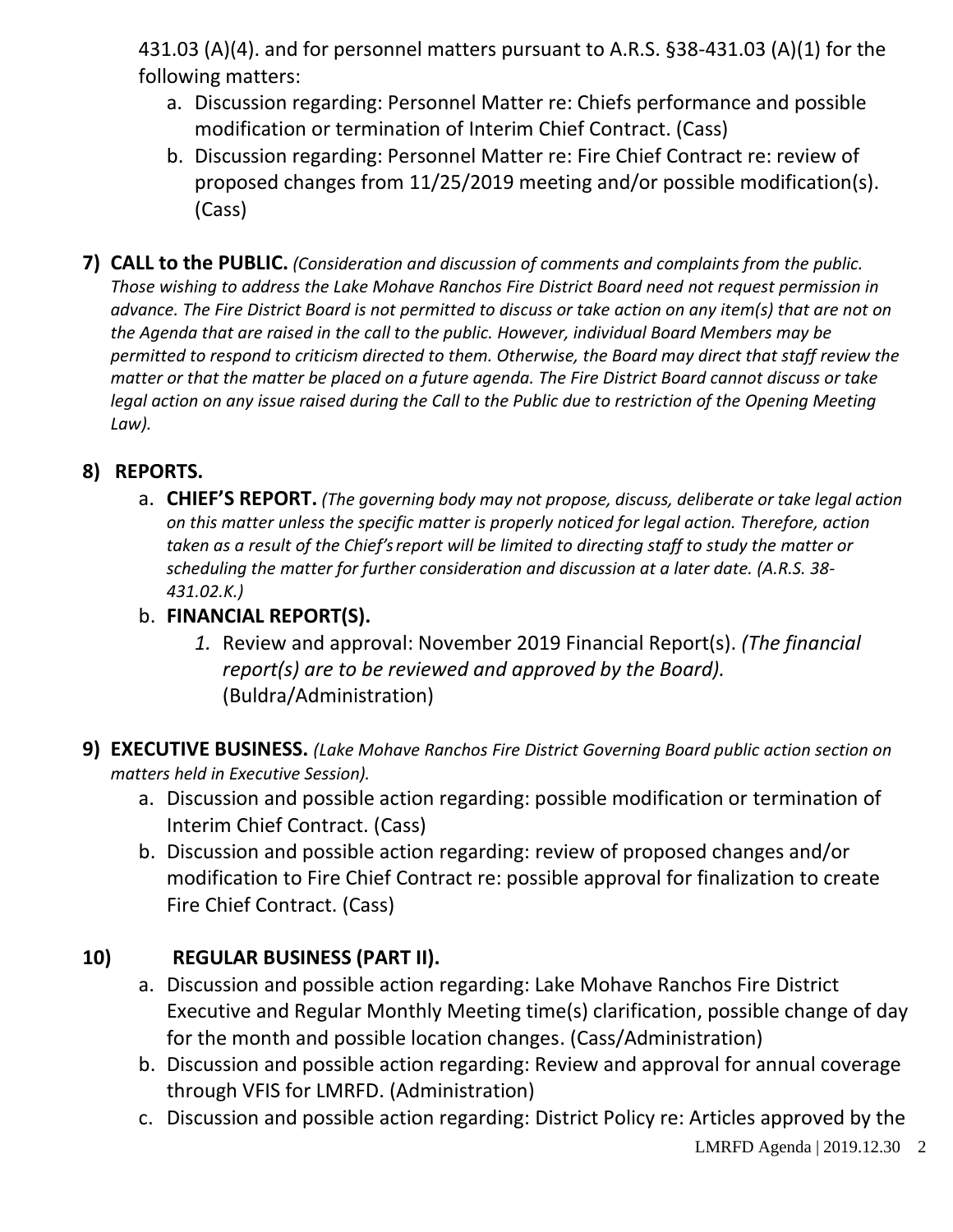431.03 (A)(4). and for personnel matters pursuant to A.R.S. §38-431.03 (A)(1) for the following matters:

a. Discussion regarding: Personnel Matter re: Chiefs performance and possible modification or termination of Interim Chief Contract. (Cass)
b. Discussion regarding: Personnel Matter re: Fire Chief Contract re: review of proposed changes from 11/25/2019 meeting and/or possible modification(s). (Cass)

**7) CALL to the PUBLIC.** *(Consideration and discussion of comments and complaints from the public. Those wishing to address the Lake Mohave Ranchos Fire District Board need not request permission in advance. The Fire District Board is not permitted to discuss or take action on any item(s) that are not on the Agenda that are raised in the call to the public. However, individual Board Members may be permitted to respond to criticism directed to them. Otherwise, the Board may direct that staff review the matter or that the matter be placed on a future agenda. The Fire District Board cannot discuss or take legal action on any issue raised during the Call to the Public due to restriction of the Opening Meeting Law).*

**8) REPORTS.**

a. **CHIEF'S REPORT.** *(The governing body may not propose, discuss, deliberate or take legal action on this matter unless the specific matter is properly noticed for legal action. Therefore, action taken as a result of the Chief's report will be limited to directing staff to study the matter or scheduling the matter for further consideration and discussion at a later date. (A.R.S. 38-431.02.K.)*

b. **FINANCIAL REPORT(S).**

   1. Review and approval: November 2019 Financial Report(s). *(The financial report(s) are to be reviewed and approved by the Board).* (Buldra/Administration)

**9) EXECUTIVE BUSINESS.** *(Lake Mohave Ranchos Fire District Governing Board public action section on matters held in Executive Session).*

a. Discussion and possible action regarding: possible modification or termination of Interim Chief Contract. (Cass)
b. Discussion and possible action regarding: review of proposed changes and/or modification to Fire Chief Contract re: possible approval for finalization to create Fire Chief Contract. (Cass)

**10) REGULAR BUSINESS (PART II).**

a. Discussion and possible action regarding: Lake Mohave Ranchos Fire District Executive and Regular Monthly Meeting time(s) clarification, possible change of day for the month and possible location changes. (Cass/Administration)
b. Discussion and possible action regarding: Review and approval for annual coverage through VFIS for LMRFD. (Administration)
c. Discussion and possible action regarding: District Policy re: Articles approved by the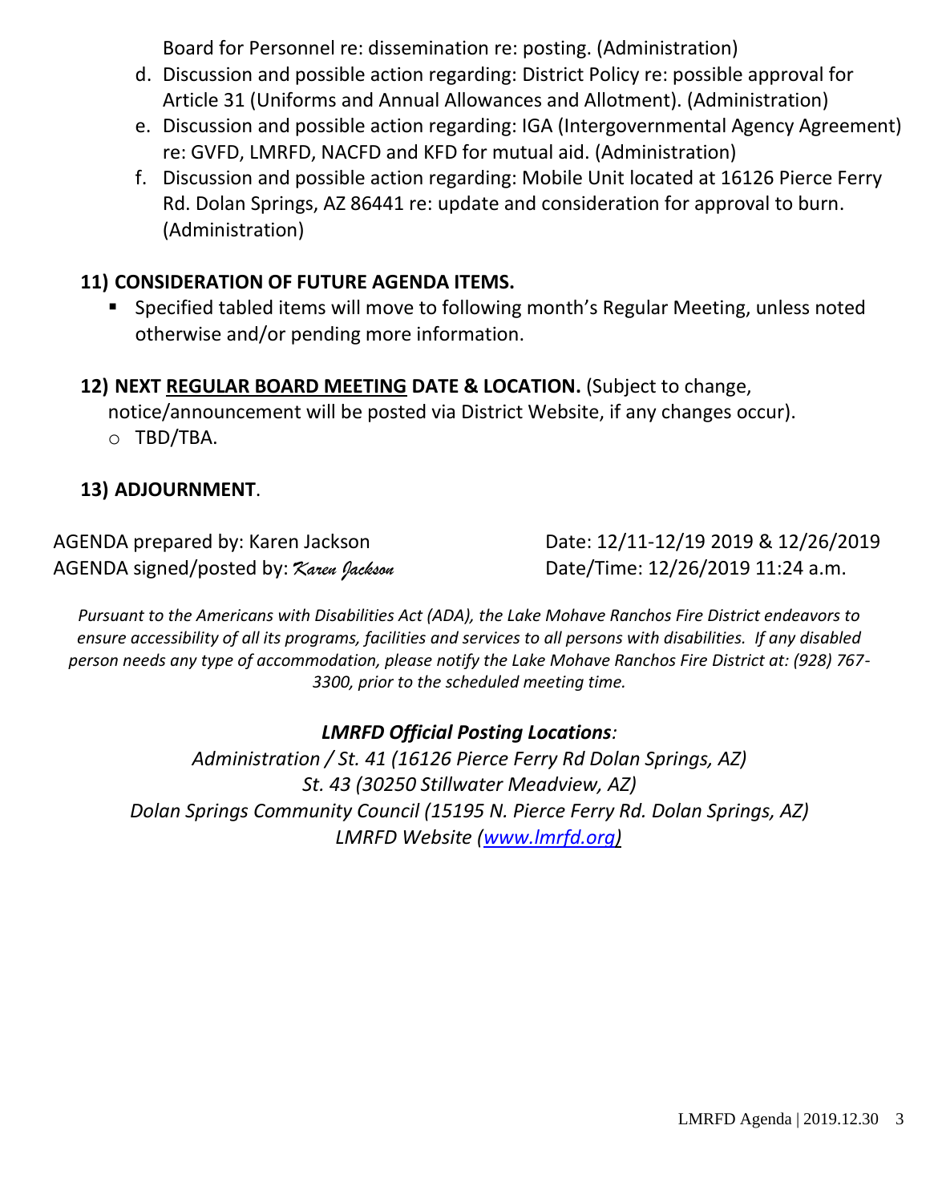Board for Personnel re: dissemination re: posting. (Administration)

d. Discussion and possible action regarding: District Policy re: possible approval for Article 31 (Uniforms and Annual Allowances and Allotment). (Administration)
e. Discussion and possible action regarding: IGA (Intergovernmental Agency Agreement) re: GVFD, LMRFD, NACFD and KFD for mutual aid. (Administration)
f. Discussion and possible action regarding: Mobile Unit located at 16126 Pierce Ferry Rd. Dolan Springs, AZ 86441 re: update and consideration for approval to burn. (Administration)

**11) CONSIDERATION OF FUTURE AGENDA ITEMS.**

- Specified tabled items will move to following month's Regular Meeting, unless noted otherwise and/or pending more information.

**12) NEXT <u>REGULAR BOARD MEETING</u> DATE & LOCATION.** (Subject to change, notice/announcement will be posted via District Website, if any changes occur).

- TBD/TBA.

**13) ADJOURNMENT**.

AGENDA prepared by: Karen Jackson — Date: 12/11-12/19 2019 & 12/26/2019
AGENDA signed/posted by: *Karen Jackson* — Date/Time: 12/26/2019 11:24 a.m.

*Pursuant to the Americans with Disabilities Act (ADA), the Lake Mohave Ranchos Fire District endeavors to ensure accessibility of all its programs, facilities and services to all persons with disabilities. If any disabled person needs any type of accommodation, please notify the Lake Mohave Ranchos Fire District at: (928) 767-3300, prior to the scheduled meeting time.*

***LMRFD Official Posting Locations**:*
*Administration / St. 41 (16126 Pierce Ferry Rd Dolan Springs, AZ)*
*St. 43 (30250 Stillwater Meadview, AZ)*
*Dolan Springs Community Council (15195 N. Pierce Ferry Rd. Dolan Springs, AZ)*
*LMRFD Website (www.lmrfd.org)*